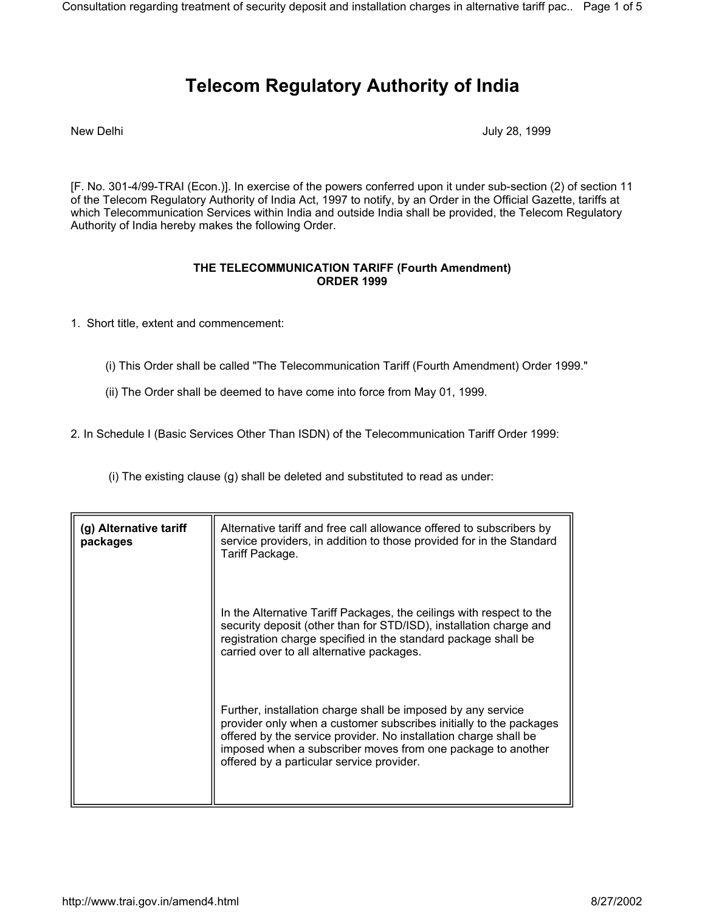# Telecom Regulatory Authority of India

New Delhi July 28, 1999

[F. No. 301-4/99-TRAI (Econ.)]. In exercise of the powers conferred upon it under sub-section (2) of section 11 of the Telecom Regulatory Authority of India Act, 1997 to notify, by an Order in the Official Gazette, tariffs at which Telecommunication Services within India and outside India shall be provided, the Telecom Regulatory Authority of India hereby makes the following Order.

**THE TELECOMMUNICATION TARIFF (Fourth Amendment) ORDER 1999**

1. Short title, extent and commencement:

   (i) This Order shall be called "The Telecommunication Tariff (Fourth Amendment) Order 1999."

   (ii) The Order shall be deemed to have come into force from May 01, 1999.

2. In Schedule I (Basic Services Other Than ISDN) of the Telecommunication Tariff Order 1999:

   (i) The existing clause (g) shall be deleted and substituted to read as under:

| | |
|---|---|
| **(g) Alternative tariff packages** | Alternative tariff and free call allowance offered to subscribers by service providers, in addition to those provided for in the Standard Tariff Package.<br><br>In the Alternative Tariff Packages, the ceilings with respect to the security deposit (other than for STD/ISD), installation charge and registration charge specified in the standard package shall be carried over to all alternative packages.<br><br>Further, installation charge shall be imposed by any service provider only when a customer subscribes initially to the packages offered by the service provider. No installation charge shall be imposed when a subscriber moves from one package to another offered by a particular service provider. |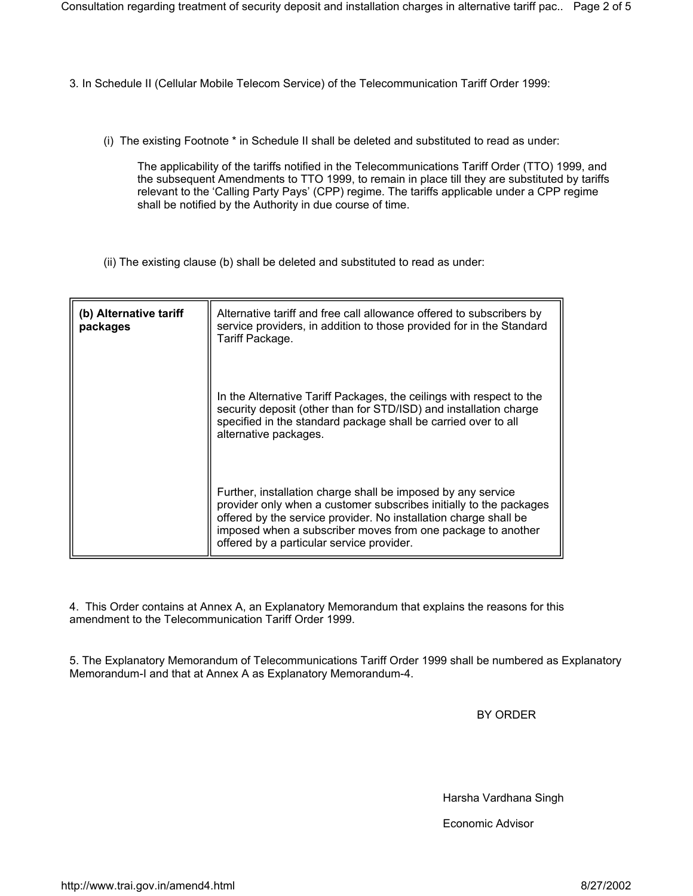3. In Schedule II (Cellular Mobile Telecom Service) of the Telecommunication Tariff Order 1999:

(i) The existing Footnote * in Schedule II shall be deleted and substituted to read as under:

> The applicability of the tariffs notified in the Telecommunications Tariff Order (TTO) 1999, and the subsequent Amendments to TTO 1999, to remain in place till they are substituted by tariffs relevant to the 'Calling Party Pays' (CPP) regime. The tariffs applicable under a CPP regime shall be notified by the Authority in due course of time.

(ii) The existing clause (b) shall be deleted and substituted to read as under:

| | |
|---|---|
| **(b) Alternative tariff packages** | Alternative tariff and free call allowance offered to subscribers by service providers, in addition to those provided for in the Standard Tariff Package.<br><br>In the Alternative Tariff Packages, the ceilings with respect to the security deposit (other than for STD/ISD) and installation charge specified in the standard package shall be carried over to all alternative packages.<br><br>Further, installation charge shall be imposed by any service provider only when a customer subscribes initially to the packages offered by the service provider. No installation charge shall be imposed when a subscriber moves from one package to another offered by a particular service provider. |

4. This Order contains at Annex A, an Explanatory Memorandum that explains the reasons for this amendment to the Telecommunication Tariff Order 1999.

5. The Explanatory Memorandum of Telecommunications Tariff Order 1999 shall be numbered as Explanatory Memorandum-I and that at Annex A as Explanatory Memorandum-4.

BY ORDER

Harsha Vardhana Singh

Economic Advisor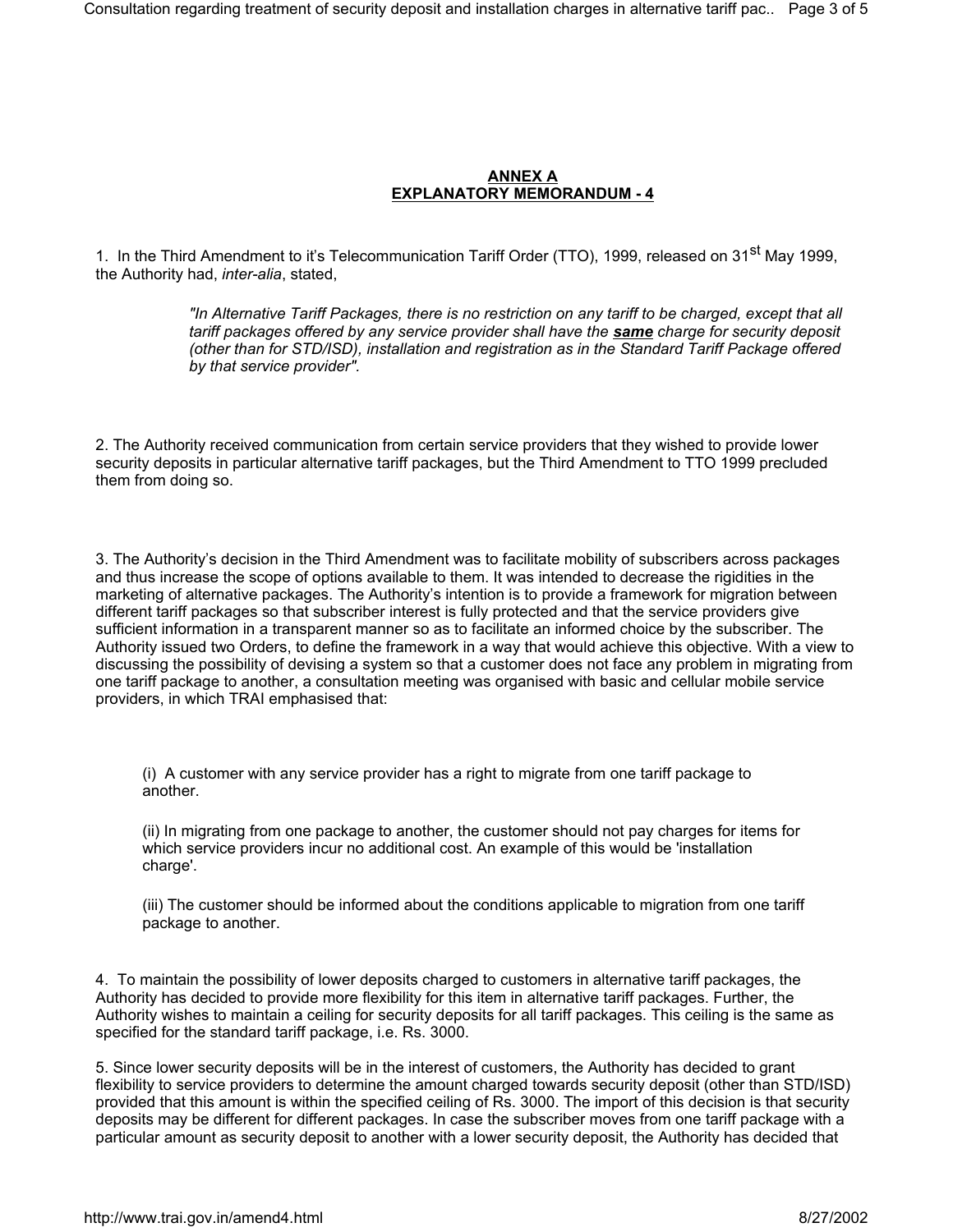**ANNEX A**
**EXPLANATORY MEMORANDUM - 4**

1. In the Third Amendment to it's Telecommunication Tariff Order (TTO), 1999, released on 31$^{st}$ May 1999, the Authority had, *inter-alia*, stated,

> *"In Alternative Tariff Packages, there is no restriction on any tariff to be charged, except that all tariff packages offered by any service provider shall have the* ***same*** *charge for security deposit (other than for STD/ISD), installation and registration as in the Standard Tariff Package offered by that service provider".*

2. The Authority received communication from certain service providers that they wished to provide lower security deposits in particular alternative tariff packages, but the Third Amendment to TTO 1999 precluded them from doing so.

3. The Authority's decision in the Third Amendment was to facilitate mobility of subscribers across packages and thus increase the scope of options available to them. It was intended to decrease the rigidities in the marketing of alternative packages. The Authority's intention is to provide a framework for migration between different tariff packages so that subscriber interest is fully protected and that the service providers give sufficient information in a transparent manner so as to facilitate an informed choice by the subscriber. The Authority issued two Orders, to define the framework in a way that would achieve this objective. With a view to discussing the possibility of devising a system so that a customer does not face any problem in migrating from one tariff package to another, a consultation meeting was organised with basic and cellular mobile service providers, in which TRAI emphasised that:

(i) A customer with any service provider has a right to migrate from one tariff package to another.

(ii) In migrating from one package to another, the customer should not pay charges for items for which service providers incur no additional cost. An example of this would be 'installation charge'.

(iii) The customer should be informed about the conditions applicable to migration from one tariff package to another.

4. To maintain the possibility of lower deposits charged to customers in alternative tariff packages, the Authority has decided to provide more flexibility for this item in alternative tariff packages. Further, the Authority wishes to maintain a ceiling for security deposits for all tariff packages. This ceiling is the same as specified for the standard tariff package, i.e. Rs. 3000.

5. Since lower security deposits will be in the interest of customers, the Authority has decided to grant flexibility to service providers to determine the amount charged towards security deposit (other than STD/ISD) provided that this amount is within the specified ceiling of Rs. 3000. The import of this decision is that security deposits may be different for different packages. In case the subscriber moves from one tariff package with a particular amount as security deposit to another with a lower security deposit, the Authority has decided that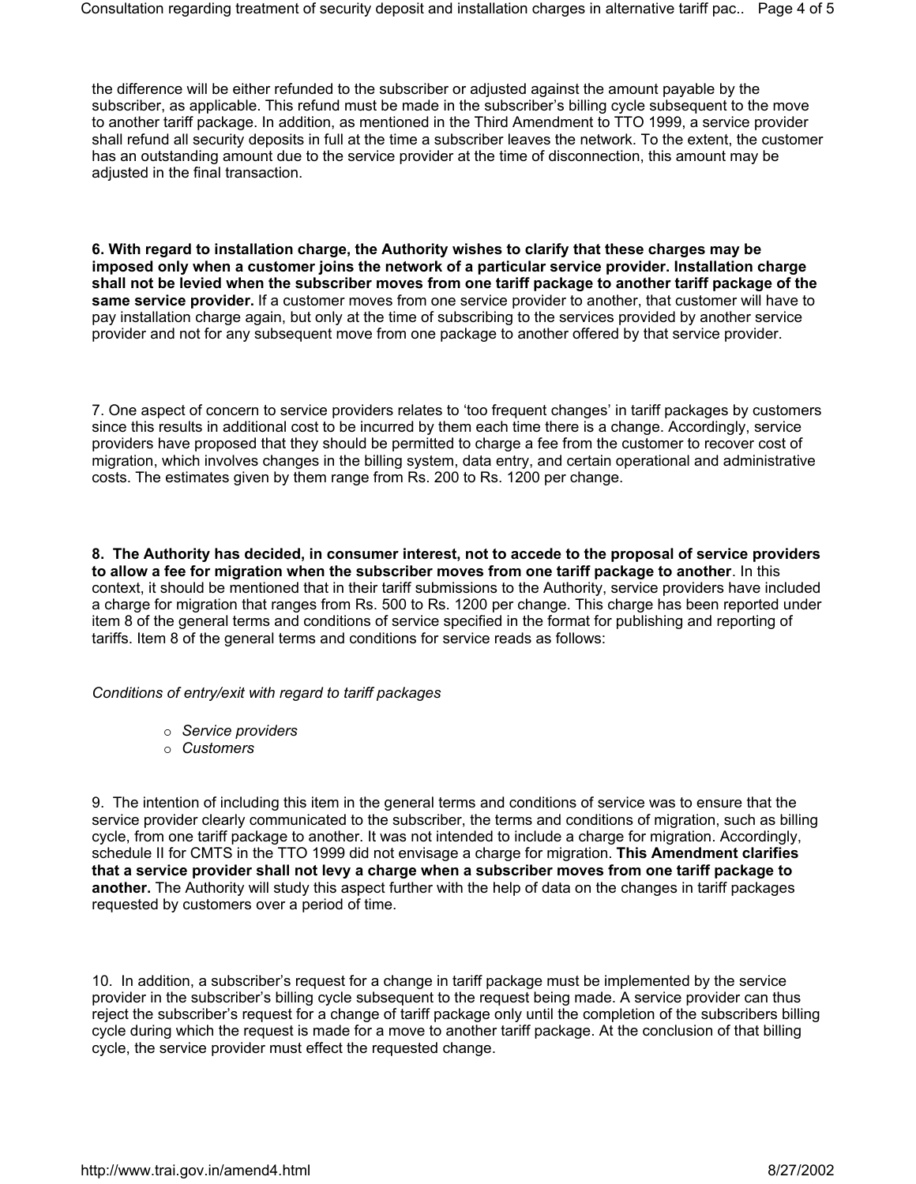the difference will be either refunded to the subscriber or adjusted against the amount payable by the subscriber, as applicable. This refund must be made in the subscriber's billing cycle subsequent to the move to another tariff package. In addition, as mentioned in the Third Amendment to TTO 1999, a service provider shall refund all security deposits in full at the time a subscriber leaves the network. To the extent, the customer has an outstanding amount due to the service provider at the time of disconnection, this amount may be adjusted in the final transaction.

**6. With regard to installation charge, the Authority wishes to clarify that these charges may be imposed only when a customer joins the network of a particular service provider. Installation charge shall not be levied when the subscriber moves from one tariff package to another tariff package of the same service provider.** If a customer moves from one service provider to another, that customer will have to pay installation charge again, but only at the time of subscribing to the services provided by another service provider and not for any subsequent move from one package to another offered by that service provider.

7. One aspect of concern to service providers relates to 'too frequent changes' in tariff packages by customers since this results in additional cost to be incurred by them each time there is a change. Accordingly, service providers have proposed that they should be permitted to charge a fee from the customer to recover cost of migration, which involves changes in the billing system, data entry, and certain operational and administrative costs. The estimates given by them range from Rs. 200 to Rs. 1200 per change.

**8. The Authority has decided, in consumer interest, not to accede to the proposal of service providers to allow a fee for migration when the subscriber moves from one tariff package to another**. In this context, it should be mentioned that in their tariff submissions to the Authority, service providers have included a charge for migration that ranges from Rs. 500 to Rs. 1200 per change. This charge has been reported under item 8 of the general terms and conditions of service specified in the format for publishing and reporting of tariffs. Item 8 of the general terms and conditions for service reads as follows:

*Conditions of entry/exit with regard to tariff packages*

- *Service providers*
- *Customers*

9. The intention of including this item in the general terms and conditions of service was to ensure that the service provider clearly communicated to the subscriber, the terms and conditions of migration, such as billing cycle, from one tariff package to another. It was not intended to include a charge for migration. Accordingly, schedule II for CMTS in the TTO 1999 did not envisage a charge for migration. **This Amendment clarifies that a service provider shall not levy a charge when a subscriber moves from one tariff package to another.** The Authority will study this aspect further with the help of data on the changes in tariff packages requested by customers over a period of time.

10. In addition, a subscriber's request for a change in tariff package must be implemented by the service provider in the subscriber's billing cycle subsequent to the request being made. A service provider can thus reject the subscriber's request for a change of tariff package only until the completion of the subscribers billing cycle during which the request is made for a move to another tariff package. At the conclusion of that billing cycle, the service provider must effect the requested change.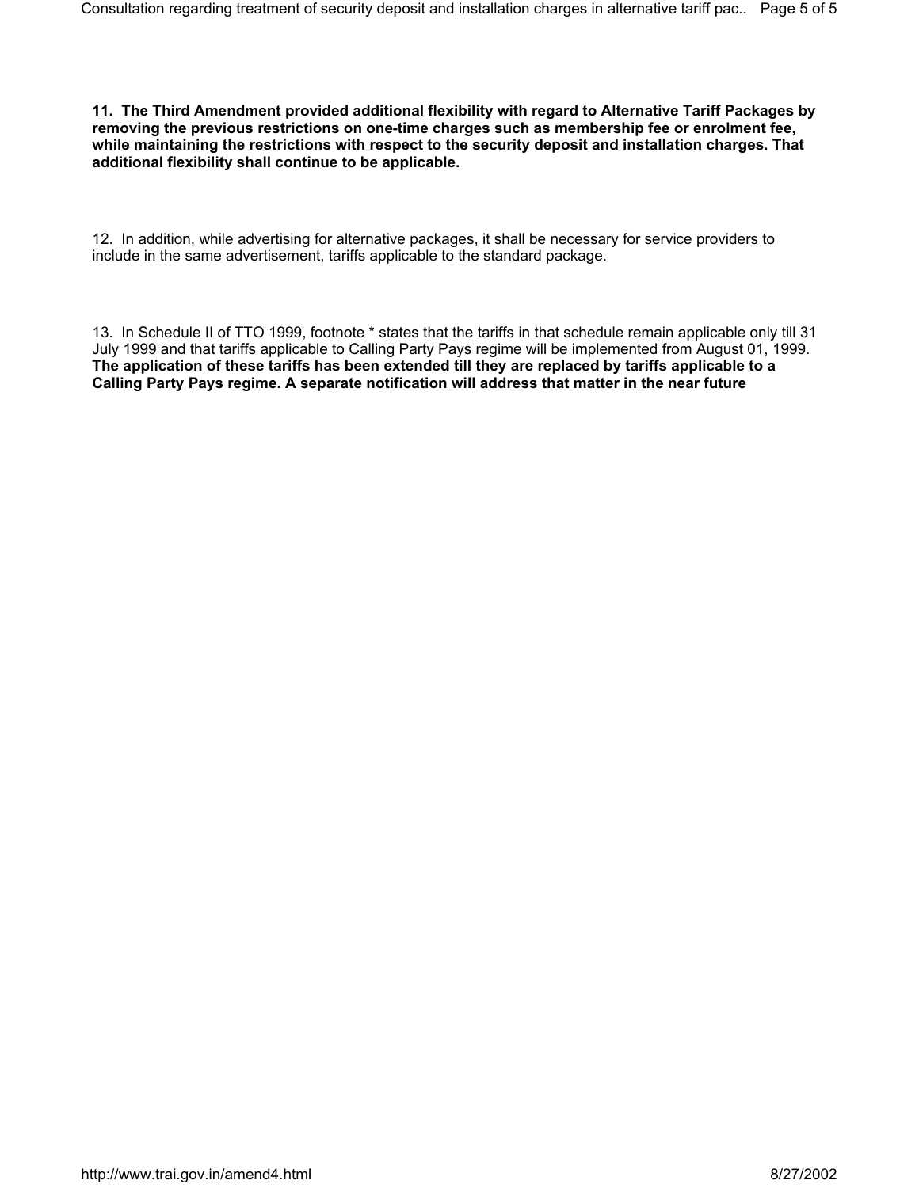**11. The Third Amendment provided additional flexibility with regard to Alternative Tariff Packages by removing the previous restrictions on one-time charges such as membership fee or enrolment fee, while maintaining the restrictions with respect to the security deposit and installation charges. That additional flexibility shall continue to be applicable.**

12. In addition, while advertising for alternative packages, it shall be necessary for service providers to include in the same advertisement, tariffs applicable to the standard package.

13. In Schedule II of TTO 1999, footnote * states that the tariffs in that schedule remain applicable only till 31 July 1999 and that tariffs applicable to Calling Party Pays regime will be implemented from August 01, 1999. **The application of these tariffs has been extended till they are replaced by tariffs applicable to a Calling Party Pays regime. A separate notification will address that matter in the near future**